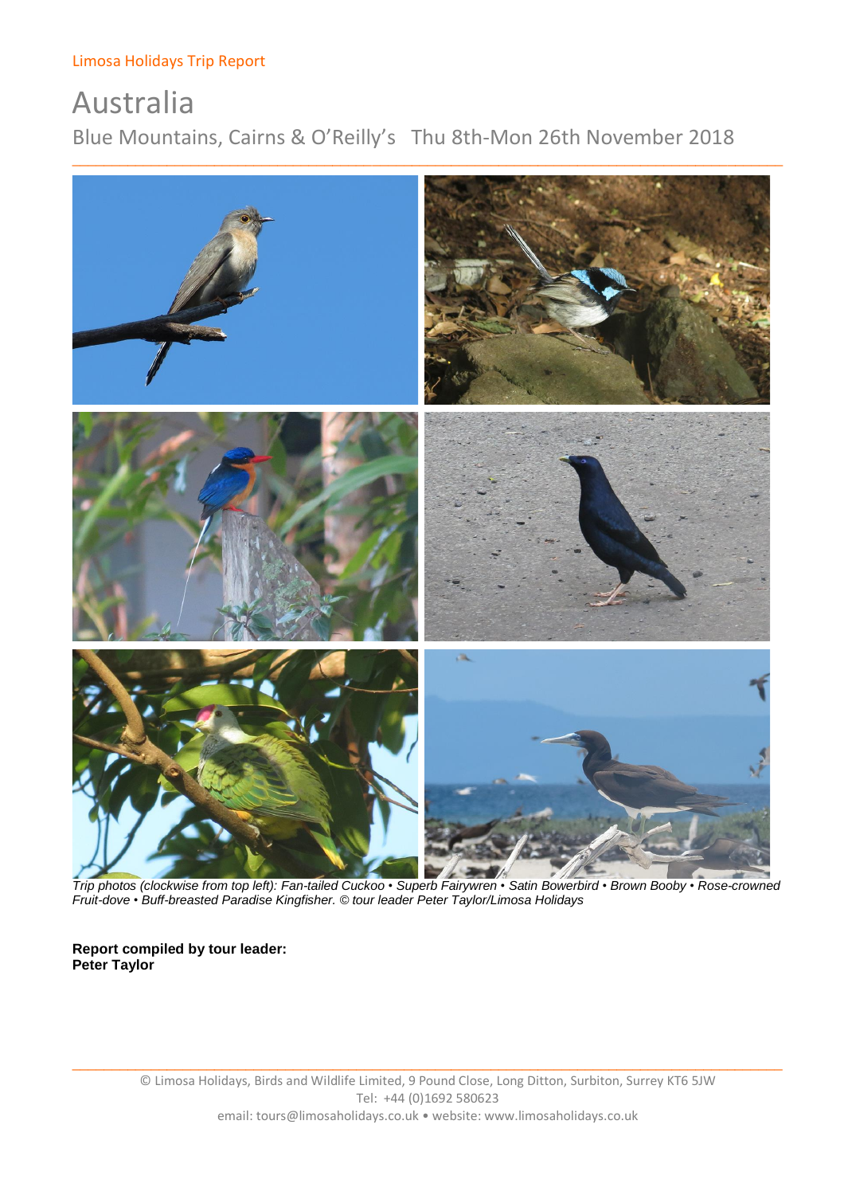Limosa Holidays Trip Report

# Australia

## Blue Mountains, Cairns & O'Reilly's   Thu 8th-Mon 26th November 2018

*Trip photos (clockwise from top left): Fan-tailed Cuckoo • Superb Fairywren • Satin Bowerbird • Brown Booby • Rose-crowned Fruit-dove • Buff-breasted Paradise Kingfisher. © tour leader Peter Taylor/Limosa Holidays*

**Report compiled by tour leader:**
**Peter Taylor**

© Limosa Holidays, Birds and Wildlife Limited, 9 Pound Close, Long Ditton, Surbiton, Surrey KT6 5JW
Tel: +44 (0)1692 580623
email: tours@limosaholidays.co.uk • website: www.limosaholidays.co.uk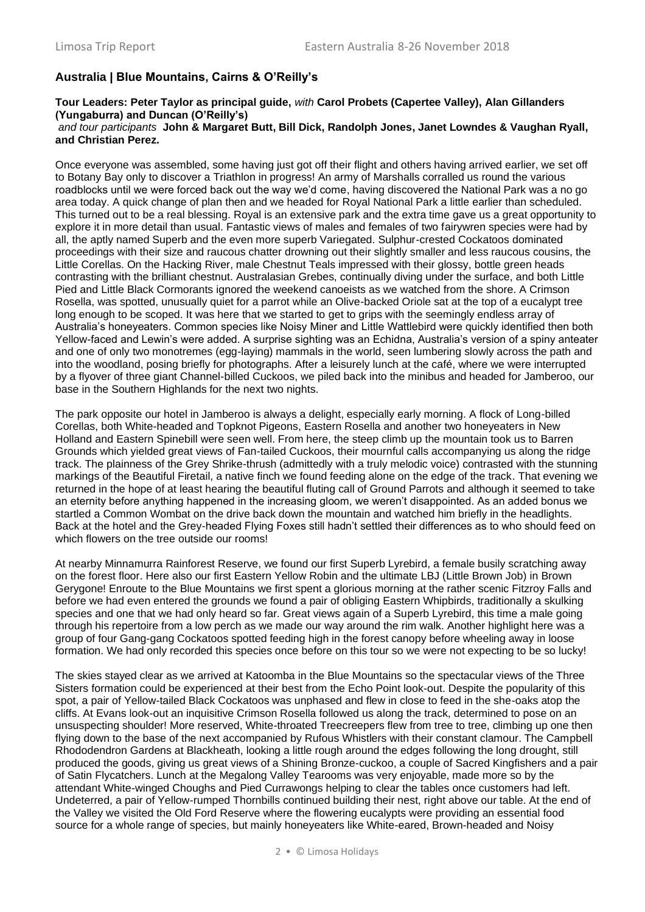## Australia | Blue Mountains, Cairns & O'Reilly's

**Tour Leaders: Peter Taylor as principal guide,** *with* **Carol Probets (Capertee Valley), Alan Gillanders (Yungaburra) and Duncan (O'Reilly's)**
*and tour participants* **John & Margaret Butt, Bill Dick, Randolph Jones, Janet Lowndes & Vaughan Ryall, and Christian Perez.**

Once everyone was assembled, some having just got off their flight and others having arrived earlier, we set off to Botany Bay only to discover a Triathlon in progress! An army of Marshalls corralled us round the various roadblocks until we were forced back out the way we'd come, having discovered the National Park was a no go area today. A quick change of plan then and we headed for Royal National Park a little earlier than scheduled. This turned out to be a real blessing. Royal is an extensive park and the extra time gave us a great opportunity to explore it in more detail than usual. Fantastic views of males and females of two fairywren species were had by all, the aptly named Superb and the even more superb Variegated. Sulphur-crested Cockatoos dominated proceedings with their size and raucous chatter drowning out their slightly smaller and less raucous cousins, the Little Corellas. On the Hacking River, male Chestnut Teals impressed with their glossy, bottle green heads contrasting with the brilliant chestnut. Australasian Grebes, continually diving under the surface, and both Little Pied and Little Black Cormorants ignored the weekend canoeists as we watched from the shore. A Crimson Rosella, was spotted, unusually quiet for a parrot while an Olive-backed Oriole sat at the top of a eucalypt tree long enough to be scoped. It was here that we started to get to grips with the seemingly endless array of Australia's honeyeaters. Common species like Noisy Miner and Little Wattlebird were quickly identified then both Yellow-faced and Lewin's were added. A surprise sighting was an Echidna, Australia's version of a spiny anteater and one of only two monotremes (egg-laying) mammals in the world, seen lumbering slowly across the path and into the woodland, posing briefly for photographs. After a leisurely lunch at the café, where we were interrupted by a flyover of three giant Channel-billed Cuckoos, we piled back into the minibus and headed for Jamberoo, our base in the Southern Highlands for the next two nights.

The park opposite our hotel in Jamberoo is always a delight, especially early morning. A flock of Long-billed Corellas, both White-headed and Topknot Pigeons, Eastern Rosella and another two honeyeaters in New Holland and Eastern Spinebill were seen well. From here, the steep climb up the mountain took us to Barren Grounds which yielded great views of Fan-tailed Cuckoos, their mournful calls accompanying us along the ridge track. The plainness of the Grey Shrike-thrush (admittedly with a truly melodic voice) contrasted with the stunning markings of the Beautiful Firetail, a native finch we found feeding alone on the edge of the track. That evening we returned in the hope of at least hearing the beautiful fluting call of Ground Parrots and although it seemed to take an eternity before anything happened in the increasing gloom, we weren't disappointed. As an added bonus we startled a Common Wombat on the drive back down the mountain and watched him briefly in the headlights. Back at the hotel and the Grey-headed Flying Foxes still hadn't settled their differences as to who should feed on which flowers on the tree outside our rooms!

At nearby Minnamurra Rainforest Reserve, we found our first Superb Lyrebird, a female busily scratching away on the forest floor. Here also our first Eastern Yellow Robin and the ultimate LBJ (Little Brown Job) in Brown Gerygone! Enroute to the Blue Mountains we first spent a glorious morning at the rather scenic Fitzroy Falls and before we had even entered the grounds we found a pair of obliging Eastern Whipbirds, traditionally a skulking species and one that we had only heard so far. Great views again of a Superb Lyrebird, this time a male going through his repertoire from a low perch as we made our way around the rim walk. Another highlight here was a group of four Gang-gang Cockatoos spotted feeding high in the forest canopy before wheeling away in loose formation. We had only recorded this species once before on this tour so we were not expecting to be so lucky!

The skies stayed clear as we arrived at Katoomba in the Blue Mountains so the spectacular views of the Three Sisters formation could be experienced at their best from the Echo Point look-out. Despite the popularity of this spot, a pair of Yellow-tailed Black Cockatoos was unphased and flew in close to feed in the she-oaks atop the cliffs. At Evans look-out an inquisitive Crimson Rosella followed us along the track, determined to pose on an unsuspecting shoulder! More reserved, White-throated Treecreepers flew from tree to tree, climbing up one then flying down to the base of the next accompanied by Rufous Whistlers with their constant clamour. The Campbell Rhododendron Gardens at Blackheath, looking a little rough around the edges following the long drought, still produced the goods, giving us great views of a Shining Bronze-cuckoo, a couple of Sacred Kingfishers and a pair of Satin Flycatchers. Lunch at the Megalong Valley Tearooms was very enjoyable, made more so by the attendant White-winged Choughs and Pied Currawongs helping to clear the tables once customers had left. Undeterred, a pair of Yellow-rumped Thornbills continued building their nest, right above our table. At the end of the Valley we visited the Old Ford Reserve where the flowering eucalypts were providing an essential food source for a whole range of species, but mainly honeyeaters like White-eared, Brown-headed and Noisy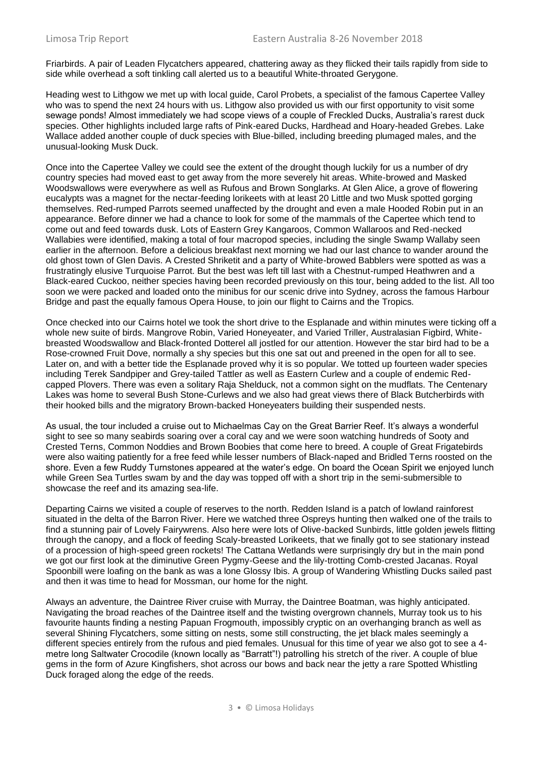Friarbirds. A pair of Leaden Flycatchers appeared, chattering away as they flicked their tails rapidly from side to side while overhead a soft tinkling call alerted us to a beautiful White-throated Gerygone.

Heading west to Lithgow we met up with local guide, Carol Probets, a specialist of the famous Capertee Valley who was to spend the next 24 hours with us. Lithgow also provided us with our first opportunity to visit some sewage ponds! Almost immediately we had scope views of a couple of Freckled Ducks, Australia's rarest duck species. Other highlights included large rafts of Pink-eared Ducks, Hardhead and Hoary-headed Grebes. Lake Wallace added another couple of duck species with Blue-billed, including breeding plumaged males, and the unusual-looking Musk Duck.

Once into the Capertee Valley we could see the extent of the drought though luckily for us a number of dry country species had moved east to get away from the more severely hit areas. White-browed and Masked Woodswallows were everywhere as well as Rufous and Brown Songlarks. At Glen Alice, a grove of flowering eucalypts was a magnet for the nectar-feeding lorikeets with at least 20 Little and two Musk spotted gorging themselves. Red-rumped Parrots seemed unaffected by the drought and even a male Hooded Robin put in an appearance. Before dinner we had a chance to look for some of the mammals of the Capertee which tend to come out and feed towards dusk. Lots of Eastern Grey Kangaroos, Common Wallaroos and Red-necked Wallabies were identified, making a total of four macropod species, including the single Swamp Wallaby seen earlier in the afternoon. Before a delicious breakfast next morning we had our last chance to wander around the old ghost town of Glen Davis. A Crested Shriketit and a party of White-browed Babblers were spotted as was a frustratingly elusive Turquoise Parrot. But the best was left till last with a Chestnut-rumped Heathwren and a Black-eared Cuckoo, neither species having been recorded previously on this tour, being added to the list. All too soon we were packed and loaded onto the minibus for our scenic drive into Sydney, across the famous Harbour Bridge and past the equally famous Opera House, to join our flight to Cairns and the Tropics.

Once checked into our Cairns hotel we took the short drive to the Esplanade and within minutes were ticking off a whole new suite of birds. Mangrove Robin, Varied Honeyeater, and Varied Triller, Australasian Figbird, White-breasted Woodswallow and Black-fronted Dotterel all jostled for our attention. However the star bird had to be a Rose-crowned Fruit Dove, normally a shy species but this one sat out and preened in the open for all to see. Later on, and with a better tide the Esplanade proved why it is so popular. We totted up fourteen wader species including Terek Sandpiper and Grey-tailed Tattler as well as Eastern Curlew and a couple of endemic Red-capped Plovers. There was even a solitary Raja Shelduck, not a common sight on the mudflats. The Centenary Lakes was home to several Bush Stone-Curlews and we also had great views there of Black Butcherbirds with their hooked bills and the migratory Brown-backed Honeyeaters building their suspended nests.

As usual, the tour included a cruise out to Michaelmas Cay on the Great Barrier Reef. It's always a wonderful sight to see so many seabirds soaring over a coral cay and we were soon watching hundreds of Sooty and Crested Terns, Common Noddies and Brown Boobies that come here to breed. A couple of Great Frigatebirds were also waiting patiently for a free feed while lesser numbers of Black-naped and Bridled Terns roosted on the shore. Even a few Ruddy Turnstones appeared at the water's edge. On board the Ocean Spirit we enjoyed lunch while Green Sea Turtles swam by and the day was topped off with a short trip in the semi-submersible to showcase the reef and its amazing sea-life.

Departing Cairns we visited a couple of reserves to the north. Redden Island is a patch of lowland rainforest situated in the delta of the Barron River. Here we watched three Ospreys hunting then walked one of the trails to find a stunning pair of Lovely Fairywrens. Also here were lots of Olive-backed Sunbirds, little golden jewels flitting through the canopy, and a flock of feeding Scaly-breasted Lorikeets, that we finally got to see stationary instead of a procession of high-speed green rockets! The Cattana Wetlands were surprisingly dry but in the main pond we got our first look at the diminutive Green Pygmy-Geese and the lily-trotting Comb-crested Jacanas. Royal Spoonbill were loafing on the bank as was a lone Glossy Ibis. A group of Wandering Whistling Ducks sailed past and then it was time to head for Mossman, our home for the night.

Always an adventure, the Daintree River cruise with Murray, the Daintree Boatman, was highly anticipated. Navigating the broad reaches of the Daintree itself and the twisting overgrown channels, Murray took us to his favourite haunts finding a nesting Papuan Frogmouth, impossibly cryptic on an overhanging branch as well as several Shining Flycatchers, some sitting on nests, some still constructing, the jet black males seemingly a different species entirely from the rufous and pied females. Unusual for this time of year we also got to see a 4-metre long Saltwater Crocodile (known locally as "Barratt"!) patrolling his stretch of the river. A couple of blue gems in the form of Azure Kingfishers, shot across our bows and back near the jetty a rare Spotted Whistling Duck foraged along the edge of the reeds.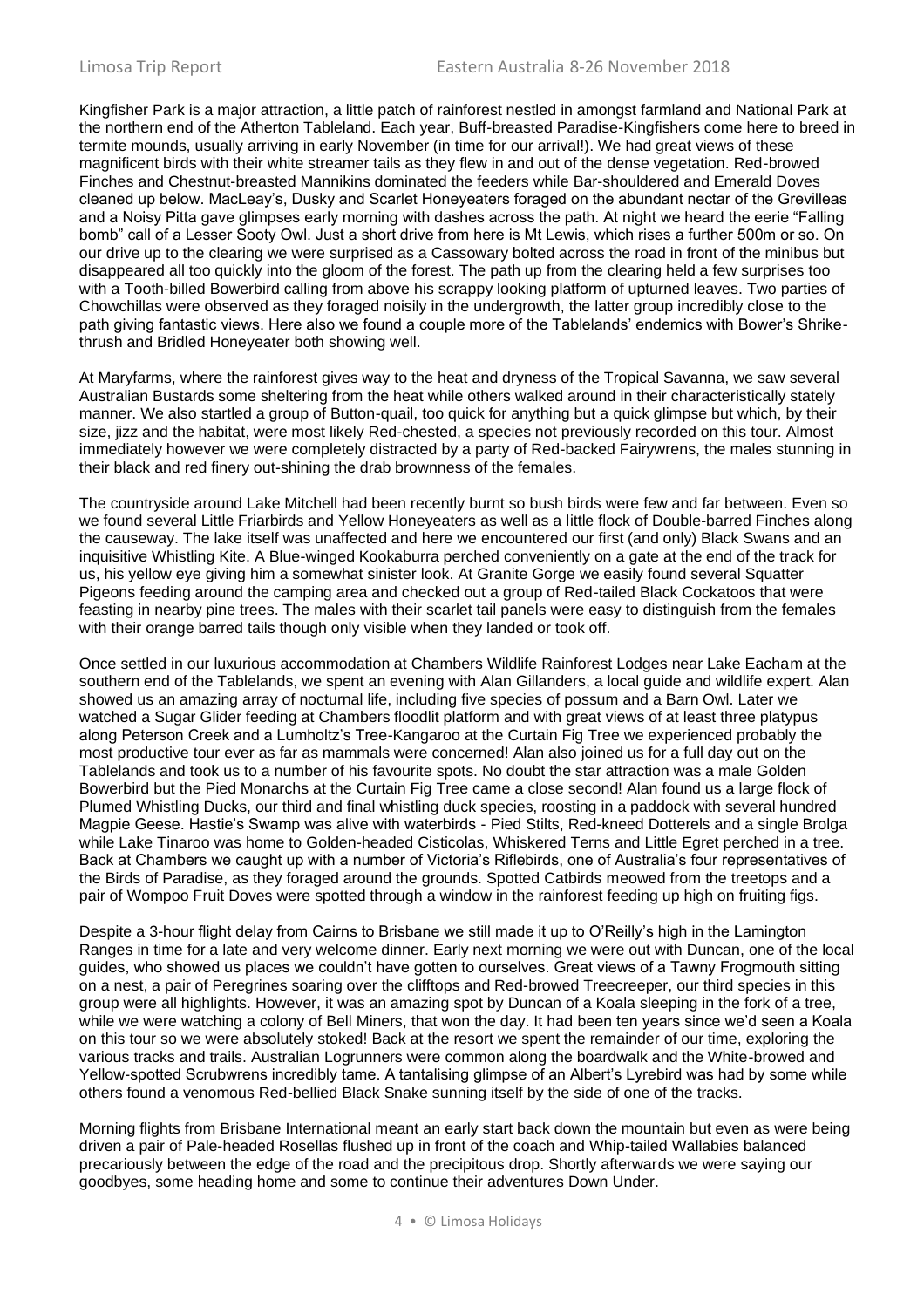Kingfisher Park is a major attraction, a little patch of rainforest nestled in amongst farmland and National Park at the northern end of the Atherton Tableland. Each year, Buff-breasted Paradise-Kingfishers come here to breed in termite mounds, usually arriving in early November (in time for our arrival!). We had great views of these magnificent birds with their white streamer tails as they flew in and out of the dense vegetation. Red-browed Finches and Chestnut-breasted Mannikins dominated the feeders while Bar-shouldered and Emerald Doves cleaned up below. MacLeay's, Dusky and Scarlet Honeyeaters foraged on the abundant nectar of the Grevilleas and a Noisy Pitta gave glimpses early morning with dashes across the path. At night we heard the eerie "Falling bomb" call of a Lesser Sooty Owl. Just a short drive from here is Mt Lewis, which rises a further 500m or so. On our drive up to the clearing we were surprised as a Cassowary bolted across the road in front of the minibus but disappeared all too quickly into the gloom of the forest. The path up from the clearing held a few surprises too with a Tooth-billed Bowerbird calling from above his scrappy looking platform of upturned leaves. Two parties of Chowchillas were observed as they foraged noisily in the undergrowth, the latter group incredibly close to the path giving fantastic views. Here also we found a couple more of the Tablelands' endemics with Bower's Shrike-thrush and Bridled Honeyeater both showing well.

At Maryfarms, where the rainforest gives way to the heat and dryness of the Tropical Savanna, we saw several Australian Bustards some sheltering from the heat while others walked around in their characteristically stately manner. We also startled a group of Button-quail, too quick for anything but a quick glimpse but which, by their size, jizz and the habitat, were most likely Red-chested, a species not previously recorded on this tour. Almost immediately however we were completely distracted by a party of Red-backed Fairywrens, the males stunning in their black and red finery out-shining the drab brownness of the females.

The countryside around Lake Mitchell had been recently burnt so bush birds were few and far between. Even so we found several Little Friarbirds and Yellow Honeyeaters as well as a little flock of Double-barred Finches along the causeway. The lake itself was unaffected and here we encountered our first (and only) Black Swans and an inquisitive Whistling Kite. A Blue-winged Kookaburra perched conveniently on a gate at the end of the track for us, his yellow eye giving him a somewhat sinister look. At Granite Gorge we easily found several Squatter Pigeons feeding around the camping area and checked out a group of Red-tailed Black Cockatoos that were feasting in nearby pine trees. The males with their scarlet tail panels were easy to distinguish from the females with their orange barred tails though only visible when they landed or took off.

Once settled in our luxurious accommodation at Chambers Wildlife Rainforest Lodges near Lake Eacham at the southern end of the Tablelands, we spent an evening with Alan Gillanders, a local guide and wildlife expert. Alan showed us an amazing array of nocturnal life, including five species of possum and a Barn Owl. Later we watched a Sugar Glider feeding at Chambers floodlit platform and with great views of at least three platypus along Peterson Creek and a Lumholtz's Tree-Kangaroo at the Curtain Fig Tree we experienced probably the most productive tour ever as far as mammals were concerned! Alan also joined us for a full day out on the Tablelands and took us to a number of his favourite spots. No doubt the star attraction was a male Golden Bowerbird but the Pied Monarchs at the Curtain Fig Tree came a close second! Alan found us a large flock of Plumed Whistling Ducks, our third and final whistling duck species, roosting in a paddock with several hundred Magpie Geese. Hastie's Swamp was alive with waterbirds - Pied Stilts, Red-kneed Dotterels and a single Brolga while Lake Tinaroo was home to Golden-headed Cisticolas, Whiskered Terns and Little Egret perched in a tree. Back at Chambers we caught up with a number of Victoria's Riflebirds, one of Australia's four representatives of the Birds of Paradise, as they foraged around the grounds. Spotted Catbirds meowed from the treetops and a pair of Wompoo Fruit Doves were spotted through a window in the rainforest feeding up high on fruiting figs.

Despite a 3-hour flight delay from Cairns to Brisbane we still made it up to O'Reilly's high in the Lamington Ranges in time for a late and very welcome dinner. Early next morning we were out with Duncan, one of the local guides, who showed us places we couldn't have gotten to ourselves. Great views of a Tawny Frogmouth sitting on a nest, a pair of Peregrines soaring over the clifftops and Red-browed Treecreeper, our third species in this group were all highlights. However, it was an amazing spot by Duncan of a Koala sleeping in the fork of a tree, while we were watching a colony of Bell Miners, that won the day. It had been ten years since we'd seen a Koala on this tour so we were absolutely stoked! Back at the resort we spent the remainder of our time, exploring the various tracks and trails. Australian Logrunners were common along the boardwalk and the White-browed and Yellow-spotted Scrubwrens incredibly tame. A tantalising glimpse of an Albert's Lyrebird was had by some while others found a venomous Red-bellied Black Snake sunning itself by the side of one of the tracks.

Morning flights from Brisbane International meant an early start back down the mountain but even as were being driven a pair of Pale-headed Rosellas flushed up in front of the coach and Whip-tailed Wallabies balanced precariously between the edge of the road and the precipitous drop. Shortly afterwards we were saying our goodbyes, some heading home and some to continue their adventures Down Under.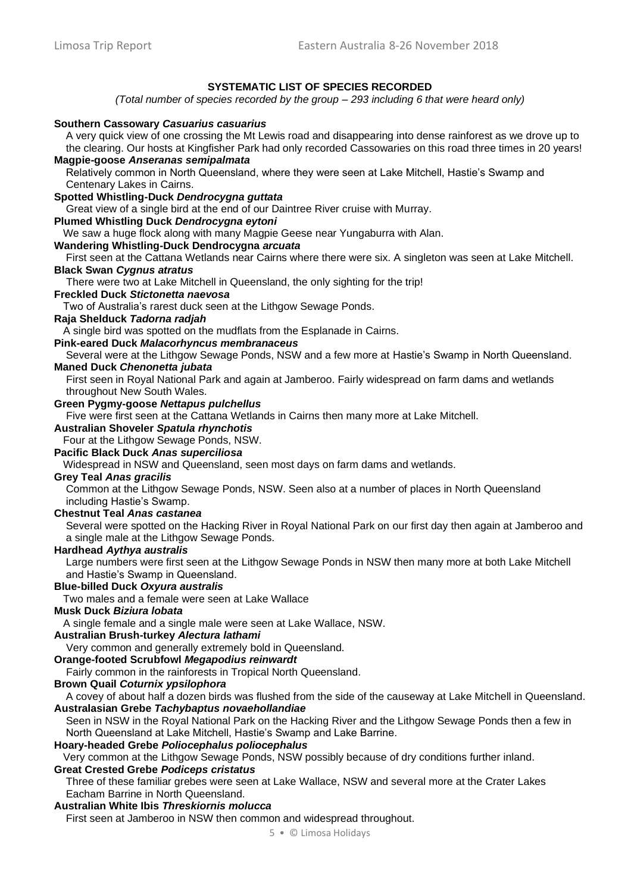## SYSTEMATIC LIST OF SPECIES RECORDED

*(Total number of species recorded by the group – 293 including 6 that were heard only)*

**Southern Cassowary *Casuarius casuarius***
A very quick view of one crossing the Mt Lewis road and disappearing into dense rainforest as we drove up to the clearing. Our hosts at Kingfisher Park had only recorded Cassowaries on this road three times in 20 years!

**Magpie-goose *Anseranas semipalmata***
Relatively common in North Queensland, where they were seen at Lake Mitchell, Hastie's Swamp and Centenary Lakes in Cairns.

**Spotted Whistling-Duck *Dendrocygna guttata***
Great view of a single bird at the end of our Daintree River cruise with Murray.

**Plumed Whistling Duck *Dendrocygna eytoni***
We saw a huge flock along with many Magpie Geese near Yungaburra with Alan.

**Wandering Whistling-Duck Dendrocygna *arcuata***
First seen at the Cattana Wetlands near Cairns where there were six. A singleton was seen at Lake Mitchell.

**Black Swan *Cygnus atratus***
There were two at Lake Mitchell in Queensland, the only sighting for the trip!

**Freckled Duck *Stictonetta naevosa***
Two of Australia's rarest duck seen at the Lithgow Sewage Ponds.

**Raja Shelduck *Tadorna radjah***
A single bird was spotted on the mudflats from the Esplanade in Cairns.

**Pink-eared Duck *Malacorhyncus membranaceus***
Several were at the Lithgow Sewage Ponds, NSW and a few more at Hastie's Swamp in North Queensland.

**Maned Duck *Chenonetta jubata***
First seen in Royal National Park and again at Jamberoo. Fairly widespread on farm dams and wetlands throughout New South Wales.

**Green Pygmy-goose *Nettapus pulchellus***
Five were first seen at the Cattana Wetlands in Cairns then many more at Lake Mitchell.

**Australian Shoveler *Spatula rhynchotis***
Four at the Lithgow Sewage Ponds, NSW.

**Pacific Black Duck *Anas superciliosa***
Widespread in NSW and Queensland, seen most days on farm dams and wetlands.

**Grey Teal *Anas gracilis***
Common at the Lithgow Sewage Ponds, NSW. Seen also at a number of places in North Queensland including Hastie's Swamp.

**Chestnut Teal *Anas castanea***
Several were spotted on the Hacking River in Royal National Park on our first day then again at Jamberoo and a single male at the Lithgow Sewage Ponds.

**Hardhead *Aythya australis***
Large numbers were first seen at the Lithgow Sewage Ponds in NSW then many more at both Lake Mitchell and Hastie's Swamp in Queensland.

**Blue-billed Duck *Oxyura australis***
Two males and a female were seen at Lake Wallace

**Musk Duck *Biziura lobata***
A single female and a single male were seen at Lake Wallace, NSW.

**Australian Brush-turkey *Alectura lathami***
Very common and generally extremely bold in Queensland.

**Orange-footed Scrubfowl *Megapodius reinwardt***
Fairly common in the rainforests in Tropical North Queensland.

**Brown Quail *Coturnix ypsilophora***
A covey of about half a dozen birds was flushed from the side of the causeway at Lake Mitchell in Queensland.

**Australasian Grebe *Tachybaptus novaehollandiae***
Seen in NSW in the Royal National Park on the Hacking River and the Lithgow Sewage Ponds then a few in North Queensland at Lake Mitchell, Hastie's Swamp and Lake Barrine.

**Hoary-headed Grebe *Poliocephalus poliocephalus***
Very common at the Lithgow Sewage Ponds, NSW possibly because of dry conditions further inland.

**Great Crested Grebe *Podiceps cristatus***
Three of these familiar grebes were seen at Lake Wallace, NSW and several more at the Crater Lakes Eacham Barrine in North Queensland.

**Australian White Ibis *Threskiornis molucca***
First seen at Jamberoo in NSW then common and widespread throughout.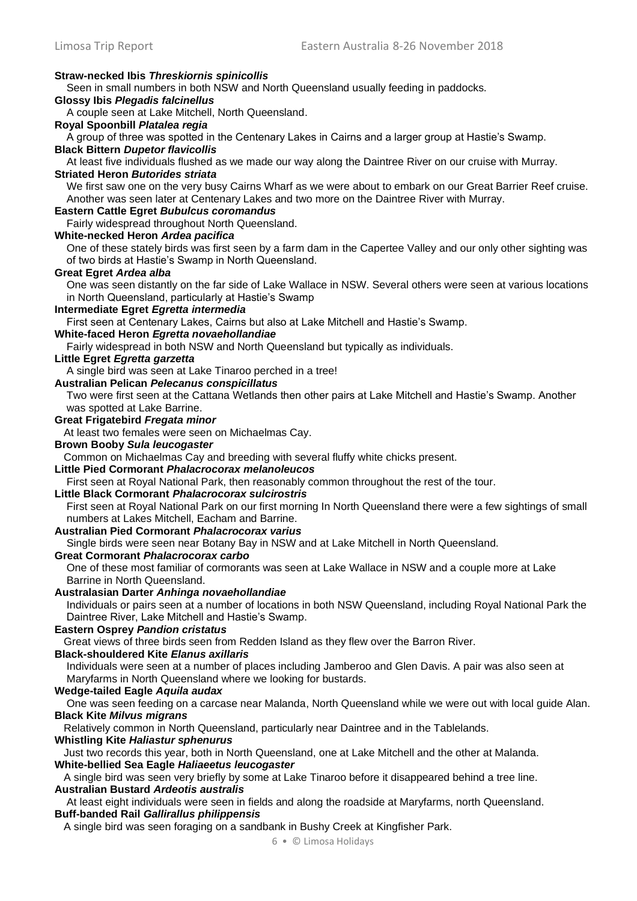**Straw-necked Ibis *Threskiornis spinicollis***

Seen in small numbers in both NSW and North Queensland usually feeding in paddocks.

**Glossy Ibis *Plegadis falcinellus***

A couple seen at Lake Mitchell, North Queensland.

**Royal Spoonbill *Platalea regia***

A group of three was spotted in the Centenary Lakes in Cairns and a larger group at Hastie's Swamp.

**Black Bittern *Dupetor flavicollis***

At least five individuals flushed as we made our way along the Daintree River on our cruise with Murray.

**Striated Heron *Butorides striata***

We first saw one on the very busy Cairns Wharf as we were about to embark on our Great Barrier Reef cruise. Another was seen later at Centenary Lakes and two more on the Daintree River with Murray.

**Eastern Cattle Egret *Bubulcus coromandus***

Fairly widespread throughout North Queensland.

**White-necked Heron *Ardea pacifica***

One of these stately birds was first seen by a farm dam in the Capertee Valley and our only other sighting was of two birds at Hastie's Swamp in North Queensland.

**Great Egret *Ardea alba***

One was seen distantly on the far side of Lake Wallace in NSW. Several others were seen at various locations in North Queensland, particularly at Hastie's Swamp

**Intermediate Egret *Egretta intermedia***

First seen at Centenary Lakes, Cairns but also at Lake Mitchell and Hastie's Swamp.

**White-faced Heron *Egretta novaehollandiae***

Fairly widespread in both NSW and North Queensland but typically as individuals.

**Little Egret *Egretta garzetta***

A single bird was seen at Lake Tinaroo perched in a tree!

**Australian Pelican *Pelecanus conspicillatus***

Two were first seen at the Cattana Wetlands then other pairs at Lake Mitchell and Hastie's Swamp. Another was spotted at Lake Barrine.

**Great Frigatebird *Fregata minor***

At least two females were seen on Michaelmas Cay.

**Brown Booby *Sula leucogaster***

Common on Michaelmas Cay and breeding with several fluffy white chicks present.

**Little Pied Cormorant *Phalacrocorax melanoleucos***

First seen at Royal National Park, then reasonably common throughout the rest of the tour.

**Little Black Cormorant *Phalacrocorax sulcirostris***

First seen at Royal National Park on our first morning In North Queensland there were a few sightings of small numbers at Lakes Mitchell, Eacham and Barrine.

**Australian Pied Cormorant *Phalacrocorax varius***

Single birds were seen near Botany Bay in NSW and at Lake Mitchell in North Queensland.

**Great Cormorant *Phalacrocorax carbo***

One of these most familiar of cormorants was seen at Lake Wallace in NSW and a couple more at Lake Barrine in North Queensland.

**Australasian Darter *Anhinga novaehollandiae***

Individuals or pairs seen at a number of locations in both NSW Queensland, including Royal National Park the Daintree River, Lake Mitchell and Hastie's Swamp.

**Eastern Osprey *Pandion cristatus***

Great views of three birds seen from Redden Island as they flew over the Barron River.

**Black-shouldered Kite *Elanus axillaris***

Individuals were seen at a number of places including Jamberoo and Glen Davis. A pair was also seen at Maryfarms in North Queensland where we looking for bustards.

**Wedge-tailed Eagle *Aquila audax***

One was seen feeding on a carcase near Malanda, North Queensland while we were out with local guide Alan.

**Black Kite *Milvus migrans***

Relatively common in North Queensland, particularly near Daintree and in the Tablelands.

**Whistling Kite *Haliastur sphenurus***

Just two records this year, both in North Queensland, one at Lake Mitchell and the other at Malanda.

**White-bellied Sea Eagle *Haliaeetus leucogaster***

A single bird was seen very briefly by some at Lake Tinaroo before it disappeared behind a tree line.

**Australian Bustard *Ardeotis australis***

At least eight individuals were seen in fields and along the roadside at Maryfarms, north Queensland.

**Buff-banded Rail *Gallirallus philippensis***

A single bird was seen foraging on a sandbank in Bushy Creek at Kingfisher Park.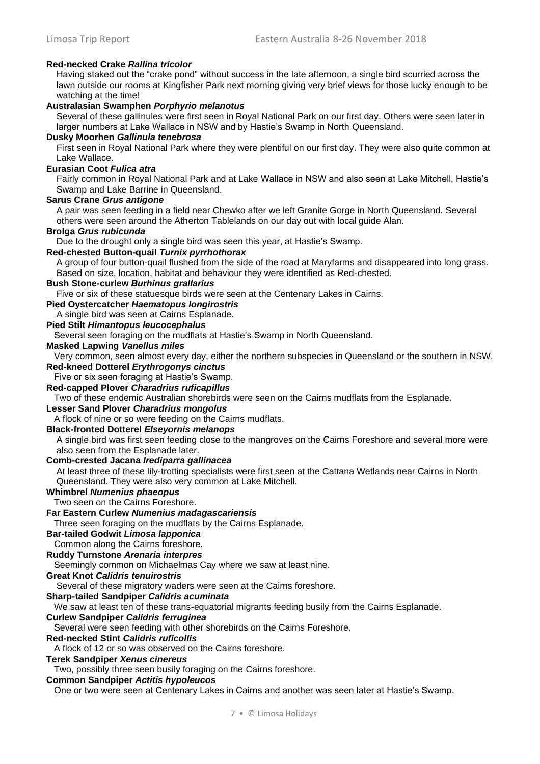**Red-necked Crake *Rallina tricolor***

Having staked out the "crake pond" without success in the late afternoon, a single bird scurried across the lawn outside our rooms at Kingfisher Park next morning giving very brief views for those lucky enough to be watching at the time!

**Australasian Swamphen *Porphyrio melanotus***

Several of these gallinules were first seen in Royal National Park on our first day. Others were seen later in larger numbers at Lake Wallace in NSW and by Hastie's Swamp in North Queensland.

**Dusky Moorhen *Gallinula tenebrosa***

First seen in Royal National Park where they were plentiful on our first day. They were also quite common at Lake Wallace.

**Eurasian Coot *Fulica atra***

Fairly common in Royal National Park and at Lake Wallace in NSW and also seen at Lake Mitchell, Hastie's Swamp and Lake Barrine in Queensland.

**Sarus Crane *Grus antigone***

A pair was seen feeding in a field near Chewko after we left Granite Gorge in North Queensland. Several others were seen around the Atherton Tablelands on our day out with local guide Alan.

**Brolga *Grus rubicunda***

Due to the drought only a single bird was seen this year, at Hastie's Swamp.

**Red-chested Button-quail *Turnix pyrrhothorax***

A group of four button-quail flushed from the side of the road at Maryfarms and disappeared into long grass. Based on size, location, habitat and behaviour they were identified as Red-chested.

**Bush Stone-curlew *Burhinus grallarius***

Five or six of these statuesque birds were seen at the Centenary Lakes in Cairns.

**Pied Oystercatcher *Haematopus longirostris***

A single bird was seen at Cairns Esplanade.

**Pied Stilt *Himantopus leucocephalus***

Several seen foraging on the mudflats at Hastie's Swamp in North Queensland.

**Masked Lapwing *Vanellus miles***

Very common, seen almost every day, either the northern subspecies in Queensland or the southern in NSW.

**Red-kneed Dotterel *Erythrogonys cinctus***

Five or six seen foraging at Hastie's Swamp.

**Red-capped Plover *Charadrius ruficapillus***

Two of these endemic Australian shorebirds were seen on the Cairns mudflats from the Esplanade.

**Lesser Sand Plover *Charadrius mongolus***

A flock of nine or so were feeding on the Cairns mudflats.

**Black-fronted Dotterel *Elseyornis melanops***

A single bird was first seen feeding close to the mangroves on the Cairns Foreshore and several more were also seen from the Esplanade later.

**Comb-crested Jacana *Irediparra gallinacea***

At least three of these lily-trotting specialists were first seen at the Cattana Wetlands near Cairns in North Queensland. They were also very common at Lake Mitchell.

**Whimbrel *Numenius phaeopus***

Two seen on the Cairns Foreshore.

**Far Eastern Curlew *Numenius madagascariensis***

Three seen foraging on the mudflats by the Cairns Esplanade.

**Bar-tailed Godwit *Limosa lapponica***

Common along the Cairns foreshore.

**Ruddy Turnstone *Arenaria interpres***

Seemingly common on Michaelmas Cay where we saw at least nine.

**Great Knot *Calidris tenuirostris***

Several of these migratory waders were seen at the Cairns foreshore.

**Sharp-tailed Sandpiper *Calidris acuminata***

We saw at least ten of these trans-equatorial migrants feeding busily from the Cairns Esplanade.

**Curlew Sandpiper *Calidris ferruginea***

Several were seen feeding with other shorebirds on the Cairns Foreshore.

**Red-necked Stint *Calidris ruficollis***

A flock of 12 or so was observed on the Cairns foreshore.

**Terek Sandpiper *Xenus cinereus***

Two, possibly three seen busily foraging on the Cairns foreshore.

**Common Sandpiper *Actitis hypoleucos***

One or two were seen at Centenary Lakes in Cairns and another was seen later at Hastie's Swamp.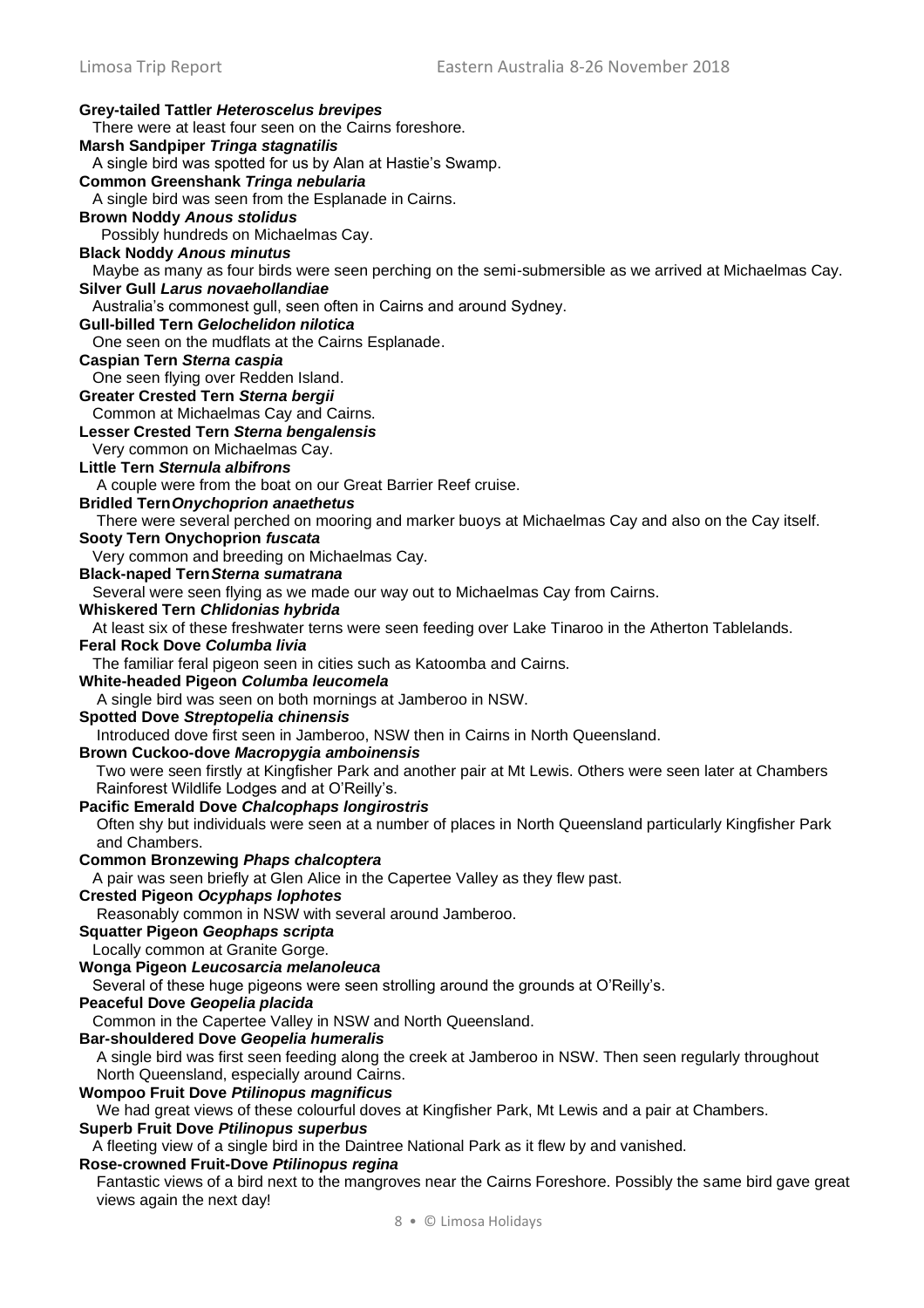**Grey-tailed Tattler *Heteroscelus brevipes***
There were at least four seen on the Cairns foreshore.

**Marsh Sandpiper *Tringa stagnatilis***
A single bird was spotted for us by Alan at Hastie's Swamp.

**Common Greenshank *Tringa nebularia***
A single bird was seen from the Esplanade in Cairns.

**Brown Noddy *Anous stolidus***
Possibly hundreds on Michaelmas Cay.

**Black Noddy *Anous minutus***
Maybe as many as four birds were seen perching on the semi-submersible as we arrived at Michaelmas Cay.

**Silver Gull *Larus novaehollandiae***
Australia's commonest gull, seen often in Cairns and around Sydney.

**Gull-billed Tern *Gelochelidon nilotica***
One seen on the mudflats at the Cairns Esplanade.

**Caspian Tern *Sterna caspia***
One seen flying over Redden Island.

**Greater Crested Tern *Sterna bergii***
Common at Michaelmas Cay and Cairns.

**Lesser Crested Tern *Sterna bengalensis***
Very common on Michaelmas Cay.

**Little Tern *Sternula albifrons***
A couple were from the boat on our Great Barrier Reef cruise.

**Bridled Tern*Onychoprion anaethetus***
There were several perched on mooring and marker buoys at Michaelmas Cay and also on the Cay itself.

**Sooty Tern Onychoprion *fuscata***
Very common and breeding on Michaelmas Cay.

**Black-naped Tern*Sterna sumatrana***
Several were seen flying as we made our way out to Michaelmas Cay from Cairns.

**Whiskered Tern *Chlidonias hybrida***
At least six of these freshwater terns were seen feeding over Lake Tinaroo in the Atherton Tablelands.

**Feral Rock Dove *Columba livia***
The familiar feral pigeon seen in cities such as Katoomba and Cairns.

**White-headed Pigeon *Columba leucomela***
A single bird was seen on both mornings at Jamberoo in NSW.

**Spotted Dove *Streptopelia chinensis***
Introduced dove first seen in Jamberoo, NSW then in Cairns in North Queensland.

**Brown Cuckoo-dove *Macropygia amboinensis***
Two were seen firstly at Kingfisher Park and another pair at Mt Lewis. Others were seen later at Chambers Rainforest Wildlife Lodges and at O'Reilly's.

**Pacific Emerald Dove *Chalcophaps longirostris***
Often shy but individuals were seen at a number of places in North Queensland particularly Kingfisher Park and Chambers.

**Common Bronzewing *Phaps chalcoptera***
A pair was seen briefly at Glen Alice in the Capertee Valley as they flew past.

**Crested Pigeon *Ocyphaps lophotes***
Reasonably common in NSW with several around Jamberoo.

**Squatter Pigeon *Geophaps scripta***
Locally common at Granite Gorge.

**Wonga Pigeon *Leucosarcia melanoleuca***
Several of these huge pigeons were seen strolling around the grounds at O'Reilly's.

**Peaceful Dove *Geopelia placida***
Common in the Capertee Valley in NSW and North Queensland.

**Bar-shouldered Dove *Geopelia humeralis***
A single bird was first seen feeding along the creek at Jamberoo in NSW. Then seen regularly throughout North Queensland, especially around Cairns.

**Wompoo Fruit Dove *Ptilinopus magnificus***
We had great views of these colourful doves at Kingfisher Park, Mt Lewis and a pair at Chambers.

**Superb Fruit Dove *Ptilinopus superbus***
A fleeting view of a single bird in the Daintree National Park as it flew by and vanished.

**Rose-crowned Fruit-Dove *Ptilinopus regina***
Fantastic views of a bird next to the mangroves near the Cairns Foreshore. Possibly the same bird gave great views again the next day!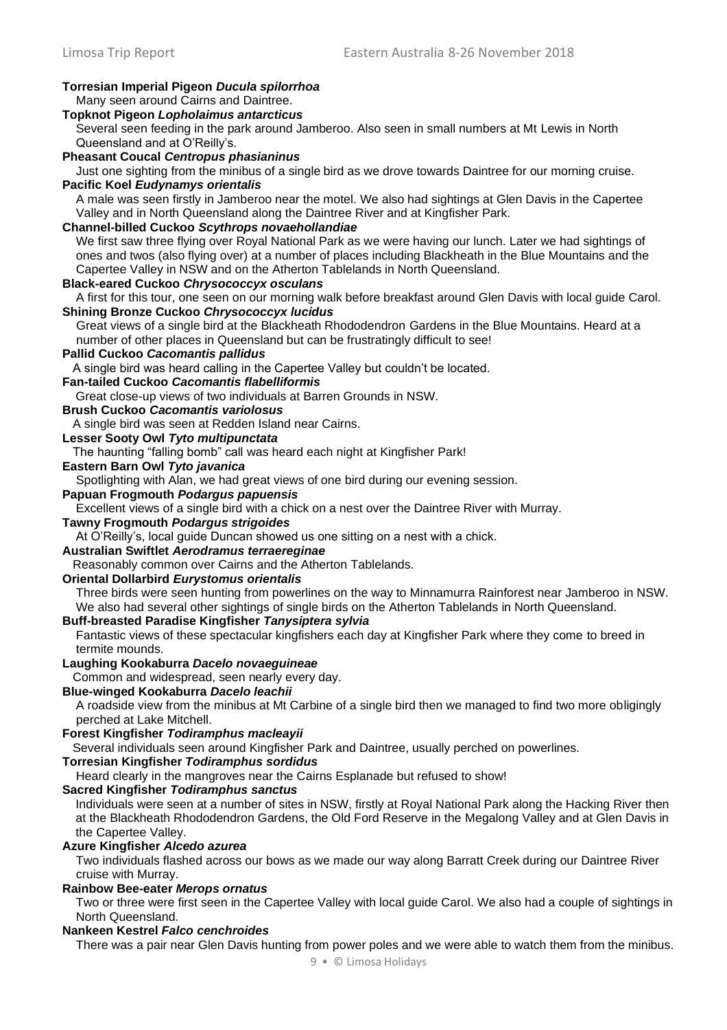**Torresian Imperial Pigeon *Ducula spilorrhoa***
Many seen around Cairns and Daintree.

**Topknot Pigeon *Lopholaimus antarcticus***
Several seen feeding in the park around Jamberoo. Also seen in small numbers at Mt Lewis in North Queensland and at O'Reilly's.

**Pheasant Coucal *Centropus phasianinus***
Just one sighting from the minibus of a single bird as we drove towards Daintree for our morning cruise.

**Pacific Koel *Eudynamys orientalis***
A male was seen firstly in Jamberoo near the motel. We also had sightings at Glen Davis in the Capertee Valley and in North Queensland along the Daintree River and at Kingfisher Park.

**Channel-billed Cuckoo *Scythrops novaehollandiae***
We first saw three flying over Royal National Park as we were having our lunch. Later we had sightings of ones and twos (also flying over) at a number of places including Blackheath in the Blue Mountains and the Capertee Valley in NSW and on the Atherton Tablelands in North Queensland.

**Black-eared Cuckoo *Chrysococcyx osculans***
A first for this tour, one seen on our morning walk before breakfast around Glen Davis with local guide Carol.

**Shining Bronze Cuckoo *Chrysococcyx lucidus***
Great views of a single bird at the Blackheath Rhododendron Gardens in the Blue Mountains. Heard at a number of other places in Queensland but can be frustratingly difficult to see!

**Pallid Cuckoo *Cacomantis pallidus***
A single bird was heard calling in the Capertee Valley but couldn't be located.

**Fan-tailed Cuckoo *Cacomantis flabelliformis***
Great close-up views of two individuals at Barren Grounds in NSW.

**Brush Cuckoo *Cacomantis variolosus***
A single bird was seen at Redden Island near Cairns.

**Lesser Sooty Owl *Tyto multipunctata***
The haunting "falling bomb" call was heard each night at Kingfisher Park!

**Eastern Barn Owl *Tyto javanica***
Spotlighting with Alan, we had great views of one bird during our evening session.

**Papuan Frogmouth *Podargus papuensis***
Excellent views of a single bird with a chick on a nest over the Daintree River with Murray.

**Tawny Frogmouth *Podargus strigoides***
At O'Reilly's, local guide Duncan showed us one sitting on a nest with a chick.

**Australian Swiftlet *Aerodramus terraereginae***
Reasonably common over Cairns and the Atherton Tablelands.

**Oriental Dollarbird *Eurystomus orientalis***
Three birds were seen hunting from powerlines on the way to Minnamurra Rainforest near Jamberoo in NSW. We also had several other sightings of single birds on the Atherton Tablelands in North Queensland.

**Buff-breasted Paradise Kingfisher *Tanysiptera sylvia***
Fantastic views of these spectacular kingfishers each day at Kingfisher Park where they come to breed in termite mounds.

**Laughing Kookaburra *Dacelo novaeguineae***
Common and widespread, seen nearly every day.

**Blue-winged Kookaburra *Dacelo leachii***
A roadside view from the minibus at Mt Carbine of a single bird then we managed to find two more obligingly perched at Lake Mitchell.

**Forest Kingfisher *Todiramphus macleayii***
Several individuals seen around Kingfisher Park and Daintree, usually perched on powerlines.

**Torresian Kingfisher *Todiramphus sordidus***
Heard clearly in the mangroves near the Cairns Esplanade but refused to show!

**Sacred Kingfisher *Todiramphus sanctus***
Individuals were seen at a number of sites in NSW, firstly at Royal National Park along the Hacking River then at the Blackheath Rhododendron Gardens, the Old Ford Reserve in the Megalong Valley and at Glen Davis in the Capertee Valley.

**Azure Kingfisher *Alcedo azurea***
Two individuals flashed across our bows as we made our way along Barratt Creek during our Daintree River cruise with Murray.

**Rainbow Bee-eater *Merops ornatus***
Two or three were first seen in the Capertee Valley with local guide Carol. We also had a couple of sightings in North Queensland.

**Nankeen Kestrel *Falco cenchroides***
There was a pair near Glen Davis hunting from power poles and we were able to watch them from the minibus.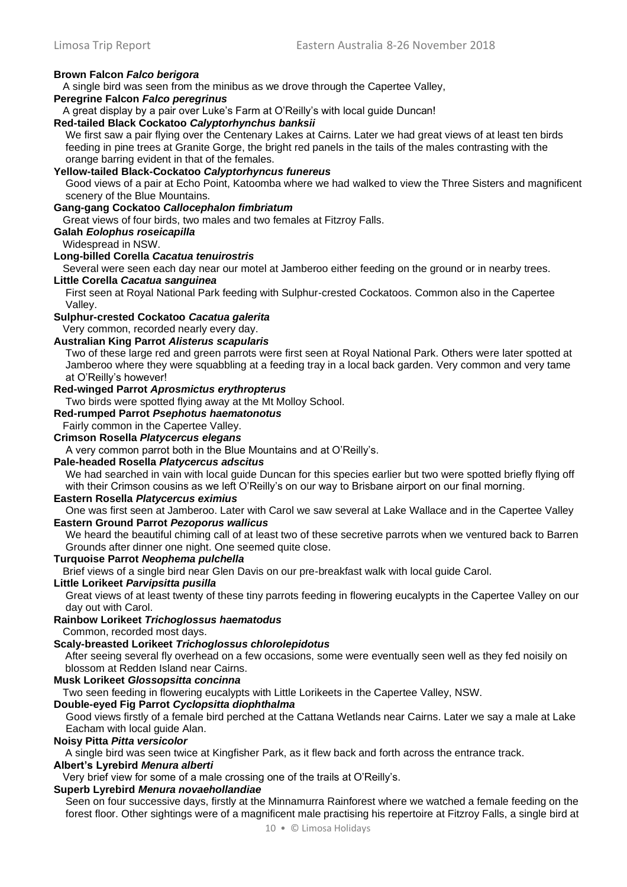**Brown Falcon *Falco berigora***
A single bird was seen from the minibus as we drove through the Capertee Valley,

**Peregrine Falcon *Falco peregrinus***
A great display by a pair over Luke's Farm at O'Reilly's with local guide Duncan!

**Red-tailed Black Cockatoo *Calyptorhynchus banksii***
We first saw a pair flying over the Centenary Lakes at Cairns. Later we had great views of at least ten birds feeding in pine trees at Granite Gorge, the bright red panels in the tails of the males contrasting with the orange barring evident in that of the females.

**Yellow-tailed Black-Cockatoo *Calyptorhyncus funereus***
Good views of a pair at Echo Point, Katoomba where we had walked to view the Three Sisters and magnificent scenery of the Blue Mountains.

**Gang-gang Cockatoo *Callocephalon fimbriatum***
Great views of four birds, two males and two females at Fitzroy Falls.

**Galah *Eolophus roseicapilla***
Widespread in NSW.

**Long-billed Corella *Cacatua tenuirostris***
Several were seen each day near our motel at Jamberoo either feeding on the ground or in nearby trees.

**Little Corella *Cacatua sanguinea***
First seen at Royal National Park feeding with Sulphur-crested Cockatoos. Common also in the Capertee Valley.

**Sulphur-crested Cockatoo *Cacatua galerita***
Very common, recorded nearly every day.

**Australian King Parrot *Alisterus scapularis***
Two of these large red and green parrots were first seen at Royal National Park. Others were later spotted at Jamberoo where they were squabbling at a feeding tray in a local back garden. Very common and very tame at O'Reilly's however!

**Red-winged Parrot *Aprosmictus erythropterus***
Two birds were spotted flying away at the Mt Molloy School.

**Red-rumped Parrot *Psephotus haematonotus***
Fairly common in the Capertee Valley.

**Crimson Rosella *Platycercus elegans***
A very common parrot both in the Blue Mountains and at O'Reilly's.

**Pale-headed Rosella *Platycercus adscitus***
We had searched in vain with local guide Duncan for this species earlier but two were spotted briefly flying off with their Crimson cousins as we left O'Reilly's on our way to Brisbane airport on our final morning.

**Eastern Rosella *Platycercus eximius***
One was first seen at Jamberoo. Later with Carol we saw several at Lake Wallace and in the Capertee Valley

**Eastern Ground Parrot *Pezoporus wallicus***
We heard the beautiful chiming call of at least two of these secretive parrots when we ventured back to Barren Grounds after dinner one night. One seemed quite close.

**Turquoise Parrot *Neophema pulchella***
Brief views of a single bird near Glen Davis on our pre-breakfast walk with local guide Carol.

**Little Lorikeet *Parvipsitta pusilla***
Great views of at least twenty of these tiny parrots feeding in flowering eucalypts in the Capertee Valley on our day out with Carol.

**Rainbow Lorikeet *Trichoglossus haematodus***
Common, recorded most days.

**Scaly-breasted Lorikeet *Trichoglossus chlorolepidotus***
After seeing several fly overhead on a few occasions, some were eventually seen well as they fed noisily on blossom at Redden Island near Cairns.

**Musk Lorikeet *Glossopsitta concinna***
Two seen feeding in flowering eucalypts with Little Lorikeets in the Capertee Valley, NSW.

**Double-eyed Fig Parrot *Cyclopsitta diophthalma***
Good views firstly of a female bird perched at the Cattana Wetlands near Cairns. Later we say a male at Lake Eacham with local guide Alan.

**Noisy Pitta *Pitta versicolor***
A single bird was seen twice at Kingfisher Park, as it flew back and forth across the entrance track.

**Albert's Lyrebird *Menura alberti***
Very brief view for some of a male crossing one of the trails at O'Reilly's.

**Superb Lyrebird *Menura novaehollandiae***
Seen on four successive days, firstly at the Minnamurra Rainforest where we watched a female feeding on the forest floor. Other sightings were of a magnificent male practising his repertoire at Fitzroy Falls, a single bird at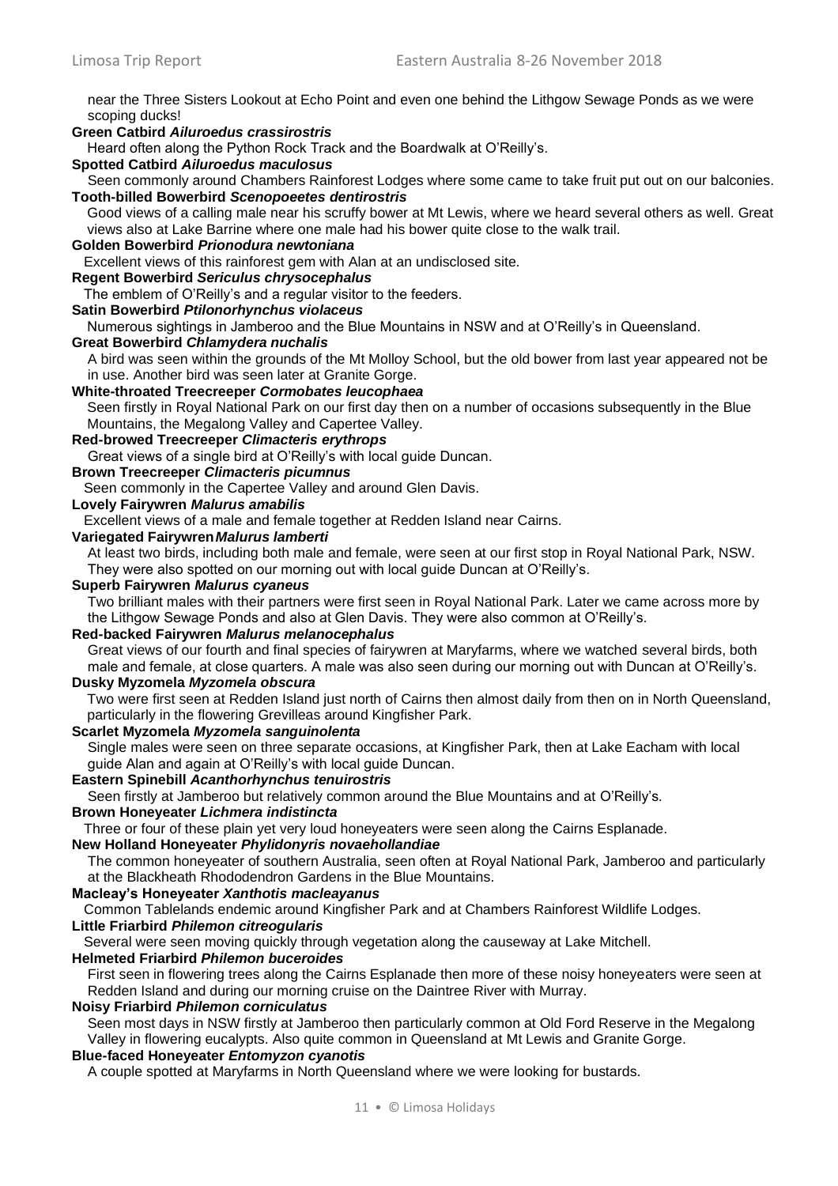near the Three Sisters Lookout at Echo Point and even one behind the Lithgow Sewage Ponds as we were scoping ducks!

**Green Catbird *Ailuroedus crassirostris***
Heard often along the Python Rock Track and the Boardwalk at O'Reilly's.

**Spotted Catbird *Ailuroedus maculosus***
Seen commonly around Chambers Rainforest Lodges where some came to take fruit put out on our balconies.

**Tooth-billed Bowerbird *Scenopoeetes dentirostris***
Good views of a calling male near his scruffy bower at Mt Lewis, where we heard several others as well. Great views also at Lake Barrine where one male had his bower quite close to the walk trail.

**Golden Bowerbird *Prionodura newtoniana***
Excellent views of this rainforest gem with Alan at an undisclosed site.

**Regent Bowerbird *Sericulus chrysocephalus***
The emblem of O'Reilly's and a regular visitor to the feeders.

**Satin Bowerbird *Ptilonorhynchus violaceus***
Numerous sightings in Jamberoo and the Blue Mountains in NSW and at O'Reilly's in Queensland.

**Great Bowerbird *Chlamydera nuchalis***
A bird was seen within the grounds of the Mt Molloy School, but the old bower from last year appeared not be in use. Another bird was seen later at Granite Gorge.

**White-throated Treecreeper *Cormobates leucophaea***
Seen firstly in Royal National Park on our first day then on a number of occasions subsequently in the Blue Mountains, the Megalong Valley and Capertee Valley.

**Red-browed Treecreeper *Climacteris erythrops***
Great views of a single bird at O'Reilly's with local guide Duncan.

**Brown Treecreeper *Climacteris picumnus***
Seen commonly in the Capertee Valley and around Glen Davis.

**Lovely Fairywren *Malurus amabilis***
Excellent views of a male and female together at Redden Island near Cairns.

**Variegated Fairywren *Malurus lamberti***
At least two birds, including both male and female, were seen at our first stop in Royal National Park, NSW. They were also spotted on our morning out with local guide Duncan at O'Reilly's.

**Superb Fairywren *Malurus cyaneus***
Two brilliant males with their partners were first seen in Royal National Park. Later we came across more by the Lithgow Sewage Ponds and also at Glen Davis. They were also common at O'Reilly's.

**Red-backed Fairywren *Malurus melanocephalus***
Great views of our fourth and final species of fairywren at Maryfarms, where we watched several birds, both male and female, at close quarters. A male was also seen during our morning out with Duncan at O'Reilly's.

**Dusky Myzomela *Myzomela obscura***
Two were first seen at Redden Island just north of Cairns then almost daily from then on in North Queensland, particularly in the flowering Grevilleas around Kingfisher Park.

**Scarlet Myzomela *Myzomela sanguinolenta***
Single males were seen on three separate occasions, at Kingfisher Park, then at Lake Eacham with local guide Alan and again at O'Reilly's with local guide Duncan.

**Eastern Spinebill *Acanthorhynchus tenuirostris***
Seen firstly at Jamberoo but relatively common around the Blue Mountains and at O'Reilly's.

**Brown Honeyeater *Lichmera indistincta***
Three or four of these plain yet very loud honeyeaters were seen along the Cairns Esplanade.

**New Holland Honeyeater *Phylidonyris novaehollandiae***
The common honeyeater of southern Australia, seen often at Royal National Park, Jamberoo and particularly at the Blackheath Rhododendron Gardens in the Blue Mountains.

**Macleay's Honeyeater *Xanthotis macleayanus***
Common Tablelands endemic around Kingfisher Park and at Chambers Rainforest Wildlife Lodges.

**Little Friarbird *Philemon citreogularis***
Several were seen moving quickly through vegetation along the causeway at Lake Mitchell.

**Helmeted Friarbird *Philemon buceroides***
First seen in flowering trees along the Cairns Esplanade then more of these noisy honeyeaters were seen at Redden Island and during our morning cruise on the Daintree River with Murray.

**Noisy Friarbird *Philemon corniculatus***
Seen most days in NSW firstly at Jamberoo then particularly common at Old Ford Reserve in the Megalong Valley in flowering eucalypts. Also quite common in Queensland at Mt Lewis and Granite Gorge.

**Blue-faced Honeyeater *Entomyzon cyanotis***
A couple spotted at Maryfarms in North Queensland where we were looking for bustards.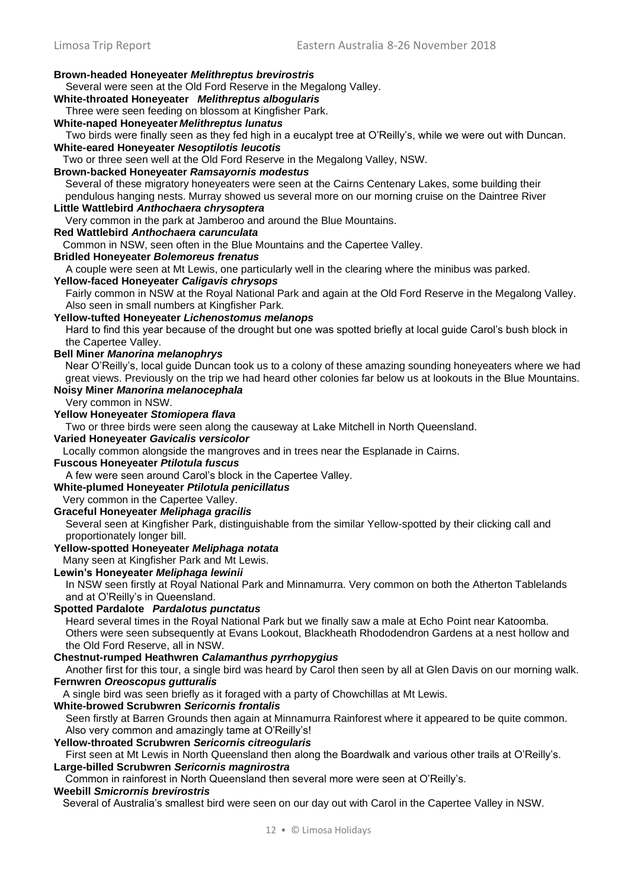**Brown-headed Honeyeater *Melithreptus brevirostris***
Several were seen at the Old Ford Reserve in the Megalong Valley.

**White-throated Honeyeater *Melithreptus albogularis***
Three were seen feeding on blossom at Kingfisher Park.

**White-naped Honeyeater *Melithreptus lunatus***
Two birds were finally seen as they fed high in a eucalypt tree at O'Reilly's, while we were out with Duncan.

**White-eared Honeyeater *Nesoptilotis leucotis***
Two or three seen well at the Old Ford Reserve in the Megalong Valley, NSW.

**Brown-backed Honeyeater *Ramsayornis modestus***
Several of these migratory honeyeaters were seen at the Cairns Centenary Lakes, some building their pendulous hanging nests. Murray showed us several more on our morning cruise on the Daintree River

**Little Wattlebird *Anthochaera chrysoptera***
Very common in the park at Jamberoo and around the Blue Mountains.

**Red Wattlebird *Anthochaera carunculata***
Common in NSW, seen often in the Blue Mountains and the Capertee Valley.

**Bridled Honeyeater *Bolemoreus frenatus***
A couple were seen at Mt Lewis, one particularly well in the clearing where the minibus was parked.

**Yellow-faced Honeyeater *Caligavis chrysops***
Fairly common in NSW at the Royal National Park and again at the Old Ford Reserve in the Megalong Valley. Also seen in small numbers at Kingfisher Park.

**Yellow-tufted Honeyeater *Lichenostomus melanops***
Hard to find this year because of the drought but one was spotted briefly at local guide Carol's bush block in the Capertee Valley.

**Bell Miner *Manorina melanophrys***
Near O'Reilly's, local guide Duncan took us to a colony of these amazing sounding honeyeaters where we had great views. Previously on the trip we had heard other colonies far below us at lookouts in the Blue Mountains.

**Noisy Miner *Manorina melanocephala***
Very common in NSW.

**Yellow Honeyeater *Stomiopera flava***
Two or three birds were seen along the causeway at Lake Mitchell in North Queensland.

**Varied Honeyeater *Gavicalis versicolor***
Locally common alongside the mangroves and in trees near the Esplanade in Cairns.

**Fuscous Honeyeater *Ptilotula fuscus***
A few were seen around Carol's block in the Capertee Valley.

**White-plumed Honeyeater *Ptilotula penicillatus***
Very common in the Capertee Valley.

**Graceful Honeyeater *Meliphaga gracilis***
Several seen at Kingfisher Park, distinguishable from the similar Yellow-spotted by their clicking call and proportionately longer bill.

**Yellow-spotted Honeyeater *Meliphaga notata***
Many seen at Kingfisher Park and Mt Lewis.

**Lewin's Honeyeater *Meliphaga lewinii***
In NSW seen firstly at Royal National Park and Minnamurra. Very common on both the Atherton Tablelands and at O'Reilly's in Queensland.

**Spotted Pardalote *Pardalotus punctatus***
Heard several times in the Royal National Park but we finally saw a male at Echo Point near Katoomba. Others were seen subsequently at Evans Lookout, Blackheath Rhododendron Gardens at a nest hollow and the Old Ford Reserve, all in NSW.

**Chestnut-rumped Heathwren *Calamanthus pyrrhopygius***
Another first for this tour, a single bird was heard by Carol then seen by all at Glen Davis on our morning walk.

**Fernwren *Oreoscopus gutturalis***
A single bird was seen briefly as it foraged with a party of Chowchillas at Mt Lewis.

**White-browed Scrubwren *Sericornis frontalis***
Seen firstly at Barren Grounds then again at Minnamurra Rainforest where it appeared to be quite common. Also very common and amazingly tame at O'Reilly's!

**Yellow-throated Scrubwren *Sericornis citreogularis***
First seen at Mt Lewis in North Queensland then along the Boardwalk and various other trails at O'Reilly's.

**Large-billed Scrubwren *Sericornis magnirostra***
Common in rainforest in North Queensland then several more were seen at O'Reilly's.

**Weebill *Smicrornis brevirostris***
Several of Australia's smallest bird were seen on our day out with Carol in the Capertee Valley in NSW.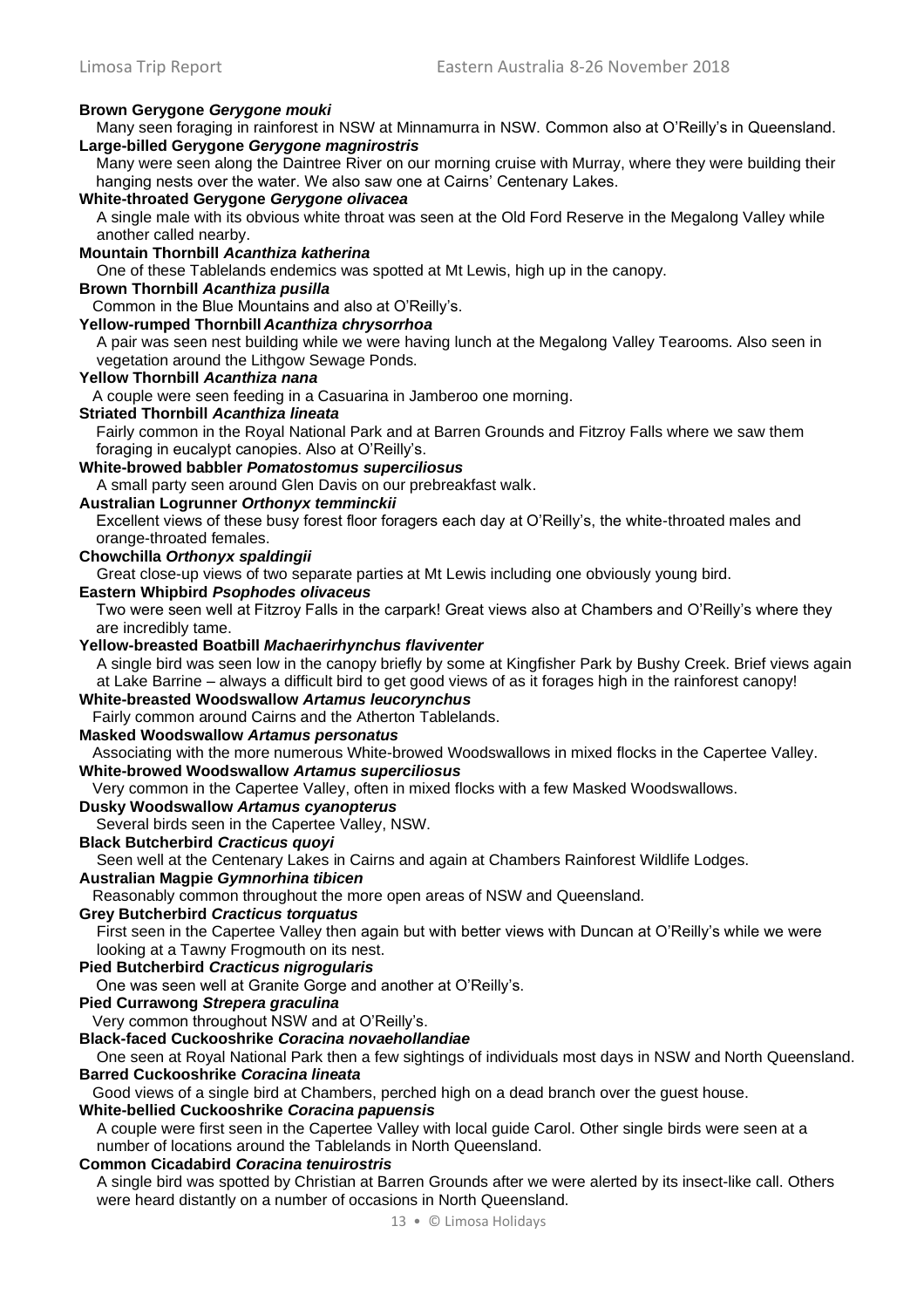**Brown Gerygone *Gerygone mouki***
Many seen foraging in rainforest in NSW at Minnamurra in NSW. Common also at O'Reilly's in Queensland.

**Large-billed Gerygone *Gerygone magnirostris***
Many were seen along the Daintree River on our morning cruise with Murray, where they were building their hanging nests over the water. We also saw one at Cairns' Centenary Lakes.

**White-throated Gerygone *Gerygone olivacea***
A single male with its obvious white throat was seen at the Old Ford Reserve in the Megalong Valley while another called nearby.

**Mountain Thornbill *Acanthiza katherina***
One of these Tablelands endemics was spotted at Mt Lewis, high up in the canopy.

**Brown Thornbill *Acanthiza pusilla***
Common in the Blue Mountains and also at O'Reilly's.

**Yellow-rumped Thornbill *Acanthiza chrysorrhoa***
A pair was seen nest building while we were having lunch at the Megalong Valley Tearooms. Also seen in vegetation around the Lithgow Sewage Ponds.

**Yellow Thornbill *Acanthiza nana***
A couple were seen feeding in a Casuarina in Jamberoo one morning.

**Striated Thornbill *Acanthiza lineata***
Fairly common in the Royal National Park and at Barren Grounds and Fitzroy Falls where we saw them foraging in eucalypt canopies. Also at O'Reilly's.

**White-browed babbler *Pomatostomus superciliosus***
A small party seen around Glen Davis on our prebreakfast walk.

**Australian Logrunner *Orthonyx temminckii***
Excellent views of these busy forest floor foragers each day at O'Reilly's, the white-throated males and orange-throated females.

**Chowchilla *Orthonyx spaldingii***
Great close-up views of two separate parties at Mt Lewis including one obviously young bird.

**Eastern Whipbird *Psophodes olivaceus***
Two were seen well at Fitzroy Falls in the carpark! Great views also at Chambers and O'Reilly's where they are incredibly tame.

**Yellow-breasted Boatbill *Machaerirhynchus flaviventer***
A single bird was seen low in the canopy briefly by some at Kingfisher Park by Bushy Creek. Brief views again at Lake Barrine – always a difficult bird to get good views of as it forages high in the rainforest canopy!

**White-breasted Woodswallow *Artamus leucorynchus***
Fairly common around Cairns and the Atherton Tablelands.

**Masked Woodswallow *Artamus personatus***
Associating with the more numerous White-browed Woodswallows in mixed flocks in the Capertee Valley.

**White-browed Woodswallow *Artamus superciliosus***
Very common in the Capertee Valley, often in mixed flocks with a few Masked Woodswallows.

**Dusky Woodswallow *Artamus cyanopterus***
Several birds seen in the Capertee Valley, NSW.

**Black Butcherbird *Cracticus quoyi***
Seen well at the Centenary Lakes in Cairns and again at Chambers Rainforest Wildlife Lodges.

**Australian Magpie *Gymnorhina tibicen***
Reasonably common throughout the more open areas of NSW and Queensland.

**Grey Butcherbird *Cracticus torquatus***
First seen in the Capertee Valley then again but with better views with Duncan at O'Reilly's while we were looking at a Tawny Frogmouth on its nest.

**Pied Butcherbird *Cracticus nigrogularis***
One was seen well at Granite Gorge and another at O'Reilly's.

**Pied Currawong *Strepera graculina***
Very common throughout NSW and at O'Reilly's.

**Black-faced Cuckooshrike *Coracina novaehollandiae***
One seen at Royal National Park then a few sightings of individuals most days in NSW and North Queensland.

**Barred Cuckooshrike *Coracina lineata***
Good views of a single bird at Chambers, perched high on a dead branch over the guest house.

**White-bellied Cuckooshrike *Coracina papuensis***
A couple were first seen in the Capertee Valley with local guide Carol. Other single birds were seen at a number of locations around the Tablelands in North Queensland.

**Common Cicadabird *Coracina tenuirostris***
A single bird was spotted by Christian at Barren Grounds after we were alerted by its insect-like call. Others were heard distantly on a number of occasions in North Queensland.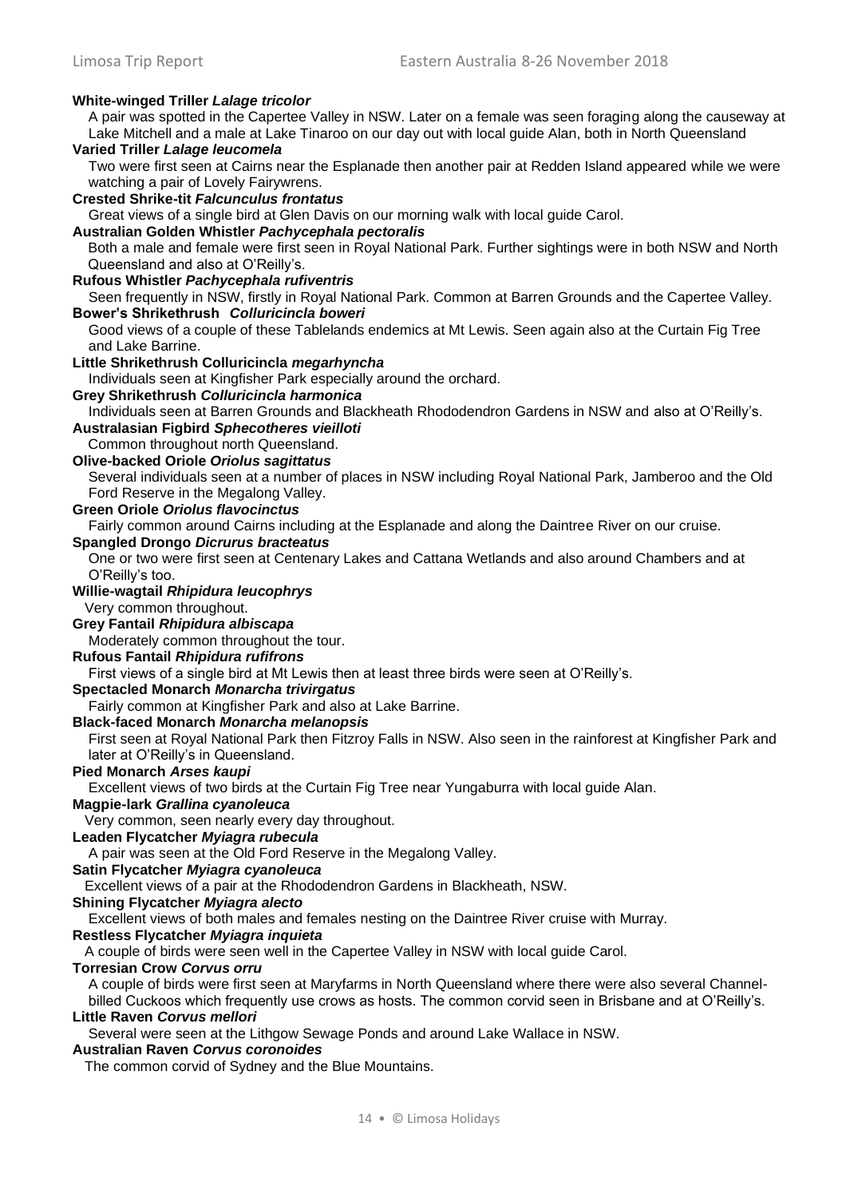**White-winged Triller *Lalage tricolor***

A pair was spotted in the Capertee Valley in NSW. Later on a female was seen foraging along the causeway at Lake Mitchell and a male at Lake Tinaroo on our day out with local guide Alan, both in North Queensland

**Varied Triller *Lalage leucomela***

Two were first seen at Cairns near the Esplanade then another pair at Redden Island appeared while we were watching a pair of Lovely Fairywrens.

**Crested Shrike-tit *Falcunculus frontatus***

Great views of a single bird at Glen Davis on our morning walk with local guide Carol.

**Australian Golden Whistler *Pachycephala pectoralis***

Both a male and female were first seen in Royal National Park. Further sightings were in both NSW and North Queensland and also at O'Reilly's.

**Rufous Whistler *Pachycephala rufiventris***

Seen frequently in NSW, firstly in Royal National Park. Common at Barren Grounds and the Capertee Valley.

**Bower's Shrikethrush *Colluricincla boweri***

Good views of a couple of these Tablelands endemics at Mt Lewis. Seen again also at the Curtain Fig Tree and Lake Barrine.

**Little Shrikethrush Colluricincla *megarhyncha***

Individuals seen at Kingfisher Park especially around the orchard.

**Grey Shrikethrush *Colluricincla harmonica***

Individuals seen at Barren Grounds and Blackheath Rhododendron Gardens in NSW and also at O'Reilly's.

**Australasian Figbird *Sphecotheres vieilloti***

Common throughout north Queensland.

**Olive-backed Oriole *Oriolus sagittatus***

Several individuals seen at a number of places in NSW including Royal National Park, Jamberoo and the Old Ford Reserve in the Megalong Valley.

**Green Oriole *Oriolus flavocinctus***

Fairly common around Cairns including at the Esplanade and along the Daintree River on our cruise.

**Spangled Drongo *Dicrurus bracteatus***

One or two were first seen at Centenary Lakes and Cattana Wetlands and also around Chambers and at O'Reilly's too.

**Willie-wagtail *Rhipidura leucophrys***

Very common throughout.

**Grey Fantail *Rhipidura albiscapa***

Moderately common throughout the tour.

**Rufous Fantail *Rhipidura rufifrons***

First views of a single bird at Mt Lewis then at least three birds were seen at O'Reilly's.

**Spectacled Monarch *Monarcha trivirgatus***

Fairly common at Kingfisher Park and also at Lake Barrine.

**Black-faced Monarch *Monarcha melanopsis***

First seen at Royal National Park then Fitzroy Falls in NSW. Also seen in the rainforest at Kingfisher Park and later at O'Reilly's in Queensland.

**Pied Monarch *Arses kaupi***

Excellent views of two birds at the Curtain Fig Tree near Yungaburra with local guide Alan.

**Magpie-lark *Grallina cyanoleuca***

Very common, seen nearly every day throughout.

**Leaden Flycatcher *Myiagra rubecula***

A pair was seen at the Old Ford Reserve in the Megalong Valley.

**Satin Flycatcher *Myiagra cyanoleuca***

Excellent views of a pair at the Rhododendron Gardens in Blackheath, NSW.

**Shining Flycatcher *Myiagra alecto***

Excellent views of both males and females nesting on the Daintree River cruise with Murray.

**Restless Flycatcher *Myiagra inquieta***

A couple of birds were seen well in the Capertee Valley in NSW with local guide Carol.

**Torresian Crow *Corvus orru***

A couple of birds were first seen at Maryfarms in North Queensland where there were also several Channel-billed Cuckoos which frequently use crows as hosts. The common corvid seen in Brisbane and at O'Reilly's.

**Little Raven *Corvus mellori***

Several were seen at the Lithgow Sewage Ponds and around Lake Wallace in NSW.

**Australian Raven *Corvus coronoides***

The common corvid of Sydney and the Blue Mountains.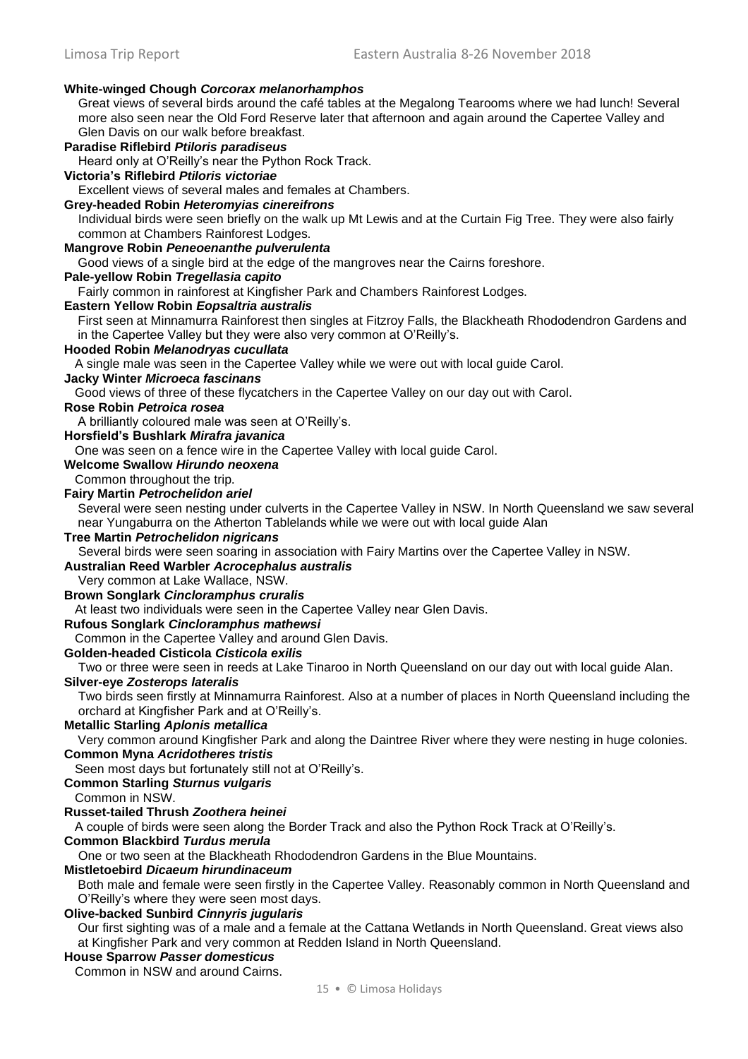**White-winged Chough *Corcorax melanorhamphos***
Great views of several birds around the café tables at the Megalong Tearooms where we had lunch! Several more also seen near the Old Ford Reserve later that afternoon and again around the Capertee Valley and Glen Davis on our walk before breakfast.

**Paradise Riflebird *Ptiloris paradiseus***
Heard only at O'Reilly's near the Python Rock Track.

**Victoria's Riflebird *Ptiloris victoriae***
Excellent views of several males and females at Chambers.

**Grey-headed Robin *Heteromyias cinereifrons***
Individual birds were seen briefly on the walk up Mt Lewis and at the Curtain Fig Tree. They were also fairly common at Chambers Rainforest Lodges.

**Mangrove Robin *Peneoenanthe pulverulenta***
Good views of a single bird at the edge of the mangroves near the Cairns foreshore.

**Pale-yellow Robin *Tregellasia capito***
Fairly common in rainforest at Kingfisher Park and Chambers Rainforest Lodges.

**Eastern Yellow Robin *Eopsaltria australis***
First seen at Minnamurra Rainforest then singles at Fitzroy Falls, the Blackheath Rhododendron Gardens and in the Capertee Valley but they were also very common at O'Reilly's.

**Hooded Robin *Melanodryas cucullata***
A single male was seen in the Capertee Valley while we were out with local guide Carol.

**Jacky Winter *Microeca fascinans***
Good views of three of these flycatchers in the Capertee Valley on our day out with Carol.

**Rose Robin *Petroica rosea***
A brilliantly coloured male was seen at O'Reilly's.

**Horsfield's Bushlark *Mirafra javanica***
One was seen on a fence wire in the Capertee Valley with local guide Carol.

**Welcome Swallow *Hirundo neoxena***
Common throughout the trip.

**Fairy Martin *Petrochelidon ariel***
Several were seen nesting under culverts in the Capertee Valley in NSW. In North Queensland we saw several near Yungaburra on the Atherton Tablelands while we were out with local guide Alan

**Tree Martin *Petrochelidon nigricans***
Several birds were seen soaring in association with Fairy Martins over the Capertee Valley in NSW.

**Australian Reed Warbler *Acrocephalus australis***
Very common at Lake Wallace, NSW.

**Brown Songlark *Cincloramphus cruralis***
At least two individuals were seen in the Capertee Valley near Glen Davis.

**Rufous Songlark *Cincloramphus mathewsi***
Common in the Capertee Valley and around Glen Davis.

**Golden-headed Cisticola *Cisticola exilis***
Two or three were seen in reeds at Lake Tinaroo in North Queensland on our day out with local guide Alan.

**Silver-eye *Zosterops lateralis***
Two birds seen firstly at Minnamurra Rainforest. Also at a number of places in North Queensland including the orchard at Kingfisher Park and at O'Reilly's.

**Metallic Starling *Aplonis metallica***
Very common around Kingfisher Park and along the Daintree River where they were nesting in huge colonies.

**Common Myna *Acridotheres tristis***
Seen most days but fortunately still not at O'Reilly's.

**Common Starling *Sturnus vulgaris***
Common in NSW.

**Russet-tailed Thrush *Zoothera heinei***
A couple of birds were seen along the Border Track and also the Python Rock Track at O'Reilly's.

**Common Blackbird *Turdus merula***
One or two seen at the Blackheath Rhododendron Gardens in the Blue Mountains.

**Mistletoebird *Dicaeum hirundinaceum***
Both male and female were seen firstly in the Capertee Valley. Reasonably common in North Queensland and O'Reilly's where they were seen most days.

**Olive-backed Sunbird *Cinnyris jugularis***
Our first sighting was of a male and a female at the Cattana Wetlands in North Queensland. Great views also at Kingfisher Park and very common at Redden Island in North Queensland.

**House Sparrow *Passer domesticus***
Common in NSW and around Cairns.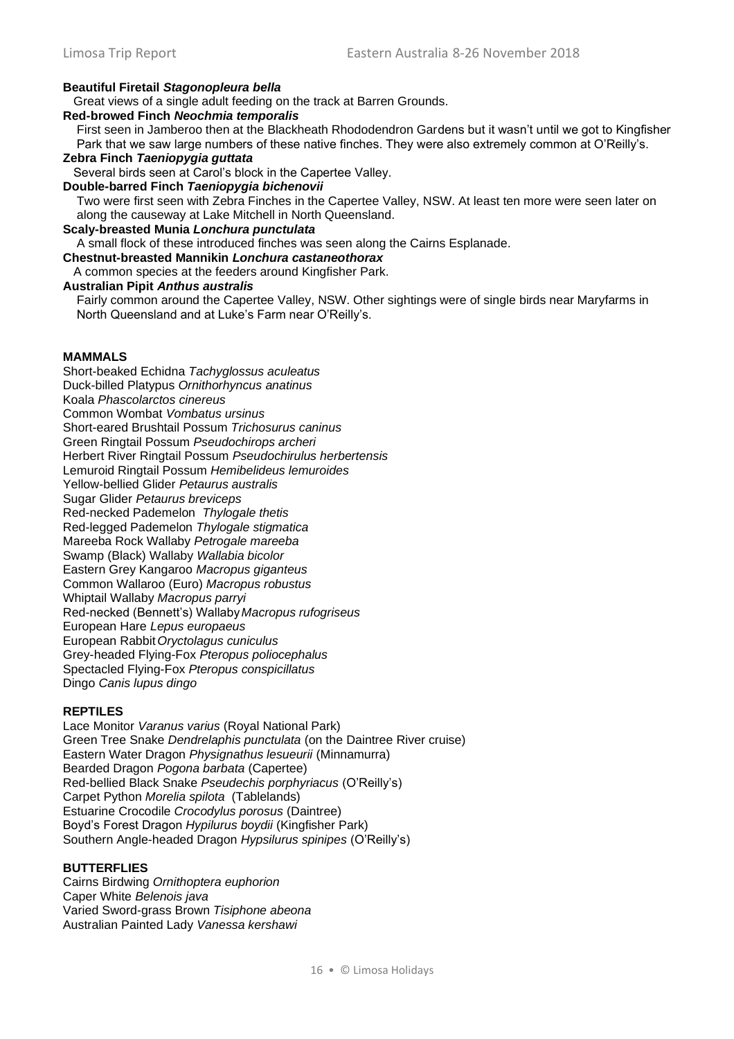**Beautiful Firetail *Stagonopleura bella***

Great views of a single adult feeding on the track at Barren Grounds.

**Red-browed Finch *Neochmia temporalis***

First seen in Jamberoo then at the Blackheath Rhododendron Gardens but it wasn't until we got to Kingfisher Park that we saw large numbers of these native finches. They were also extremely common at O'Reilly's.

**Zebra Finch *Taeniopygia guttata***

Several birds seen at Carol's block in the Capertee Valley.

**Double-barred Finch *Taeniopygia bichenovii***

Two were first seen with Zebra Finches in the Capertee Valley, NSW. At least ten more were seen later on along the causeway at Lake Mitchell in North Queensland.

**Scaly-breasted Munia *Lonchura punctulata***

A small flock of these introduced finches was seen along the Cairns Esplanade.

**Chestnut-breasted Mannikin *Lonchura castaneothorax***

A common species at the feeders around Kingfisher Park.

**Australian Pipit *Anthus australis***

Fairly common around the Capertee Valley, NSW. Other sightings were of single birds near Maryfarms in North Queensland and at Luke's Farm near O'Reilly's.

**MAMMALS**

Short-beaked Echidna *Tachyglossus aculeatus*
Duck-billed Platypus *Ornithorhyncus anatinus*
Koala *Phascolarctos cinereus*
Common Wombat *Vombatus ursinus*
Short-eared Brushtail Possum *Trichosurus caninus*
Green Ringtail Possum *Pseudochirops archeri*
Herbert River Ringtail Possum *Pseudochirulus herbertensis*
Lemuroid Ringtail Possum *Hemibelideus lemuroides*
Yellow-bellied Glider *Petaurus australis*
Sugar Glider *Petaurus breviceps*
Red-necked Pademelon *Thylogale thetis*
Red-legged Pademelon *Thylogale stigmatica*
Mareeba Rock Wallaby *Petrogale mareeba*
Swamp (Black) Wallaby *Wallabia bicolor*
Eastern Grey Kangaroo *Macropus giganteus*
Common Wallaroo (Euro) *Macropus robustus*
Whiptail Wallaby *Macropus parryi*
Red-necked (Bennett's) Wallaby *Macropus rufogriseus*
European Hare *Lepus europaeus*
European Rabbit *Oryctolagus cuniculus*
Grey-headed Flying-Fox *Pteropus poliocephalus*
Spectacled Flying-Fox *Pteropus conspicillatus*
Dingo *Canis lupus dingo*

**REPTILES**

Lace Monitor *Varanus varius* (Royal National Park)
Green Tree Snake *Dendrelaphis punctulata* (on the Daintree River cruise)
Eastern Water Dragon *Physignathus lesueurii* (Minnamurra)
Bearded Dragon *Pogona barbata* (Capertee)
Red-bellied Black Snake *Pseudechis porphyriacus* (O'Reilly's)
Carpet Python *Morelia spilota* (Tablelands)
Estuarine Crocodile *Crocodylus porosus* (Daintree)
Boyd's Forest Dragon *Hypilurus boydii* (Kingfisher Park)
Southern Angle-headed Dragon *Hypsilurus spinipes* (O'Reilly's)

**BUTTERFLIES**

Cairns Birdwing *Ornithoptera euphorion*
Caper White *Belenois java*
Varied Sword-grass Brown *Tisiphone abeona*
Australian Painted Lady *Vanessa kershawi*